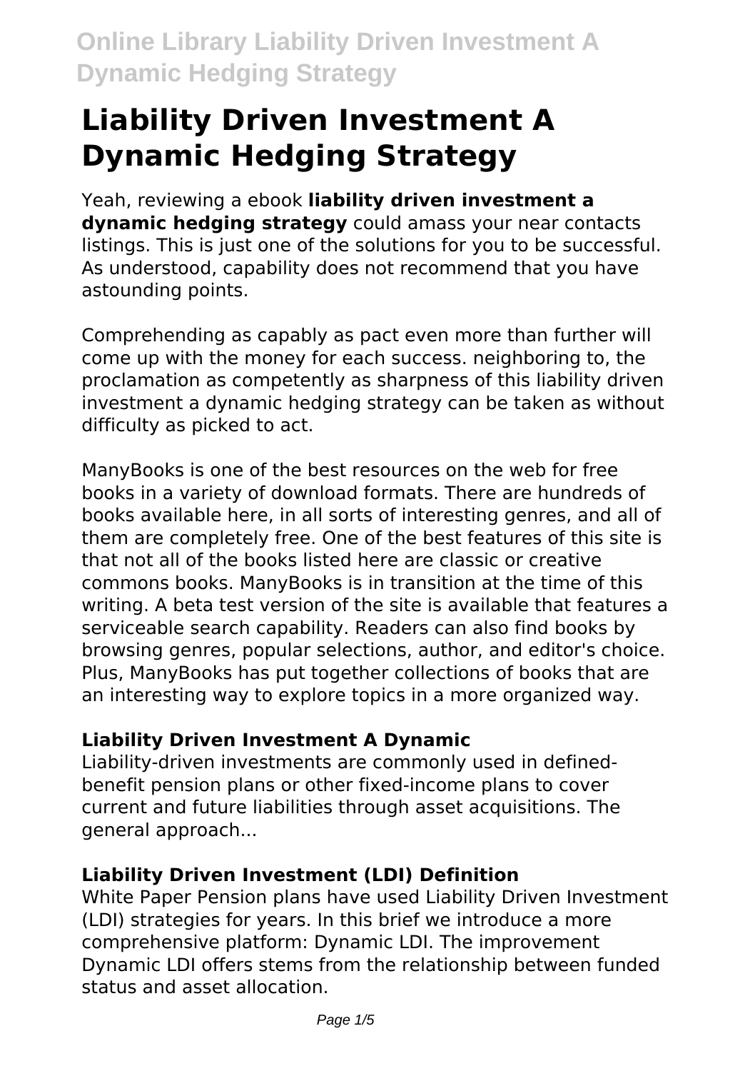# Liability Driven Investment A Dynamic Hedging Strategy

Yeah, reviewing a ebook **liability driven investment a dynamic hedging strategy** could amass your near contacts listings. This is just one of the solutions for you to be successful. As understood, capability does not recommend that you have astounding points.

Comprehending as capably as pact even more than further will come up with the money for each success. neighboring to, the proclamation as competently as sharpness of this liability driven investment a dynamic hedging strategy can be taken as without difficulty as picked to act.

ManyBooks is one of the best resources on the web for free books in a variety of download formats. There are hundreds of books available here, in all sorts of interesting genres, and all of them are completely free. One of the best features of this site is that not all of the books listed here are classic or creative commons books. ManyBooks is in transition at the time of this writing. A beta test version of the site is available that features a serviceable search capability. Readers can also find books by browsing genres, popular selections, author, and editor's choice. Plus, ManyBooks has put together collections of books that are an interesting way to explore topics in a more organized way.

### Liability Driven Investment A Dynamic

Liability-driven investments are commonly used in defined-benefit pension plans or other fixed-income plans to cover current and future liabilities through asset acquisitions. The general approach...

### Liability Driven Investment (LDI) Definition

White Paper Pension plans have used Liability Driven Investment (LDI) strategies for years. In this brief we introduce a more comprehensive platform: Dynamic LDI. The improvement Dynamic LDI offers stems from the relationship between funded status and asset allocation.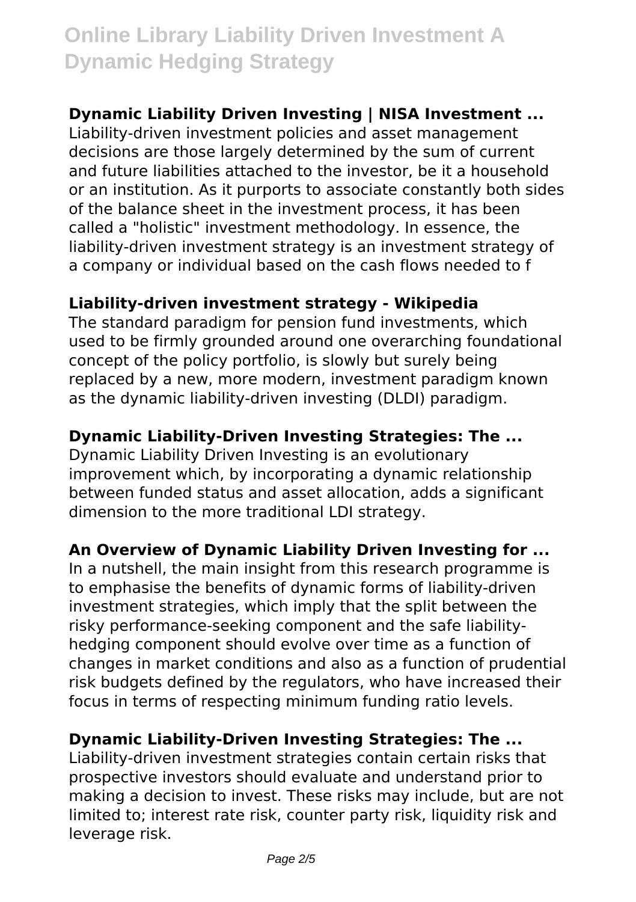**Dynamic Liability Driven Investing | NISA Investment ...**

Liability-driven investment policies and asset management decisions are those largely determined by the sum of current and future liabilities attached to the investor, be it a household or an institution. As it purports to associate constantly both sides of the balance sheet in the investment process, it has been called a "holistic" investment methodology. In essence, the liability-driven investment strategy is an investment strategy of a company or individual based on the cash flows needed to f

**Liability-driven investment strategy - Wikipedia**

The standard paradigm for pension fund investments, which used to be firmly grounded around one overarching foundational concept of the policy portfolio, is slowly but surely being replaced by a new, more modern, investment paradigm known as the dynamic liability-driven investing (DLDI) paradigm.

**Dynamic Liability-Driven Investing Strategies: The ...**

Dynamic Liability Driven Investing is an evolutionary improvement which, by incorporating a dynamic relationship between funded status and asset allocation, adds a significant dimension to the more traditional LDI strategy.

**An Overview of Dynamic Liability Driven Investing for ...**

In a nutshell, the main insight from this research programme is to emphasise the benefits of dynamic forms of liability-driven investment strategies, which imply that the split between the risky performance-seeking component and the safe liability-hedging component should evolve over time as a function of changes in market conditions and also as a function of prudential risk budgets defined by the regulators, who have increased their focus in terms of respecting minimum funding ratio levels.

**Dynamic Liability-Driven Investing Strategies: The ...**

Liability-driven investment strategies contain certain risks that prospective investors should evaluate and understand prior to making a decision to invest. These risks may include, but are not limited to; interest rate risk, counter party risk, liquidity risk and leverage risk.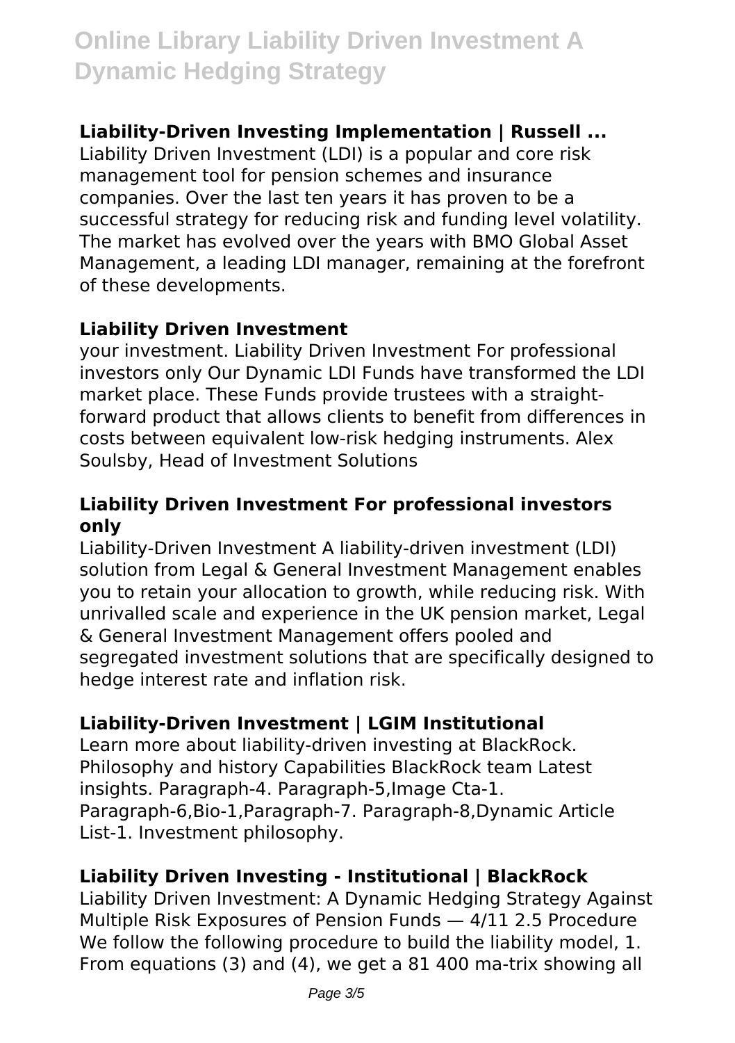### Liability-Driven Investing Implementation | Russell ...

Liability Driven Investment (LDI) is a popular and core risk management tool for pension schemes and insurance companies. Over the last ten years it has proven to be a successful strategy for reducing risk and funding level volatility. The market has evolved over the years with BMO Global Asset Management, a leading LDI manager, remaining at the forefront of these developments.

### Liability Driven Investment

your investment. Liability Driven Investment For professional investors only Our Dynamic LDI Funds have transformed the LDI market place. These Funds provide trustees with a straight-forward product that allows clients to benefit from differences in costs between equivalent low-risk hedging instruments. Alex Soulsby, Head of Investment Solutions

### Liability Driven Investment For professional investors only

Liability-Driven Investment A liability-driven investment (LDI) solution from Legal & General Investment Management enables you to retain your allocation to growth, while reducing risk. With unrivalled scale and experience in the UK pension market, Legal & General Investment Management offers pooled and segregated investment solutions that are specifically designed to hedge interest rate and inflation risk.

### Liability-Driven Investment | LGIM Institutional

Learn more about liability-driven investing at BlackRock. Philosophy and history Capabilities BlackRock team Latest insights. Paragraph-4. Paragraph-5,Image Cta-1. Paragraph-6,Bio-1,Paragraph-7. Paragraph-8,Dynamic Article List-1. Investment philosophy.

### Liability Driven Investing - Institutional | BlackRock

Liability Driven Investment: A Dynamic Hedging Strategy Against Multiple Risk Exposures of Pension Funds — 4/11 2.5 Procedure We follow the following procedure to build the liability model, 1. From equations (3) and (4), we get a 81 400 ma-trix showing all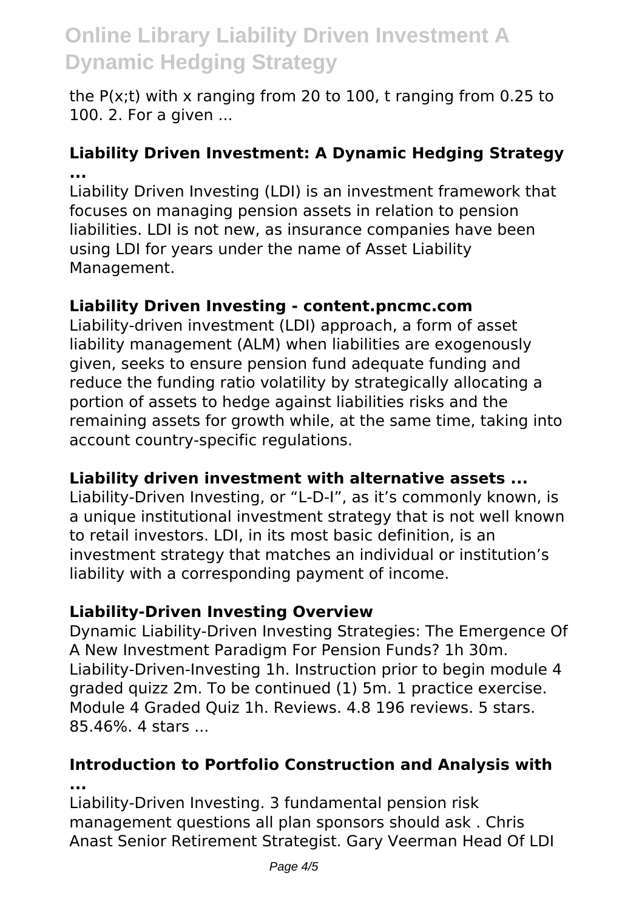the P(x;t) with x ranging from 20 to 100, t ranging from 0.25 to 100. 2. For a given ...

### Liability Driven Investment: A Dynamic Hedging Strategy ...

Liability Driven Investing (LDI) is an investment framework that focuses on managing pension assets in relation to pension liabilities. LDI is not new, as insurance companies have been using LDI for years under the name of Asset Liability Management.

### Liability Driven Investing - content.pncmc.com

Liability-driven investment (LDI) approach, a form of asset liability management (ALM) when liabilities are exogenously given, seeks to ensure pension fund adequate funding and reduce the funding ratio volatility by strategically allocating a portion of assets to hedge against liabilities risks and the remaining assets for growth while, at the same time, taking into account country-specific regulations.

### Liability driven investment with alternative assets ...

Liability-Driven Investing, or "L-D-I", as it's commonly known, is a unique institutional investment strategy that is not well known to retail investors. LDI, in its most basic definition, is an investment strategy that matches an individual or institution's liability with a corresponding payment of income.

### Liability-Driven Investing Overview

Dynamic Liability-Driven Investing Strategies: The Emergence Of A New Investment Paradigm For Pension Funds? 1h 30m. Liability-Driven-Investing 1h. Instruction prior to begin module 4 graded quizz 2m. To be continued (1) 5m. 1 practice exercise. Module 4 Graded Quiz 1h. Reviews. 4.8 196 reviews. 5 stars. 85.46%. 4 stars ...

### Introduction to Portfolio Construction and Analysis with ...

Liability-Driven Investing. 3 fundamental pension risk management questions all plan sponsors should ask . Chris Anast Senior Retirement Strategist. Gary Veerman Head Of LDI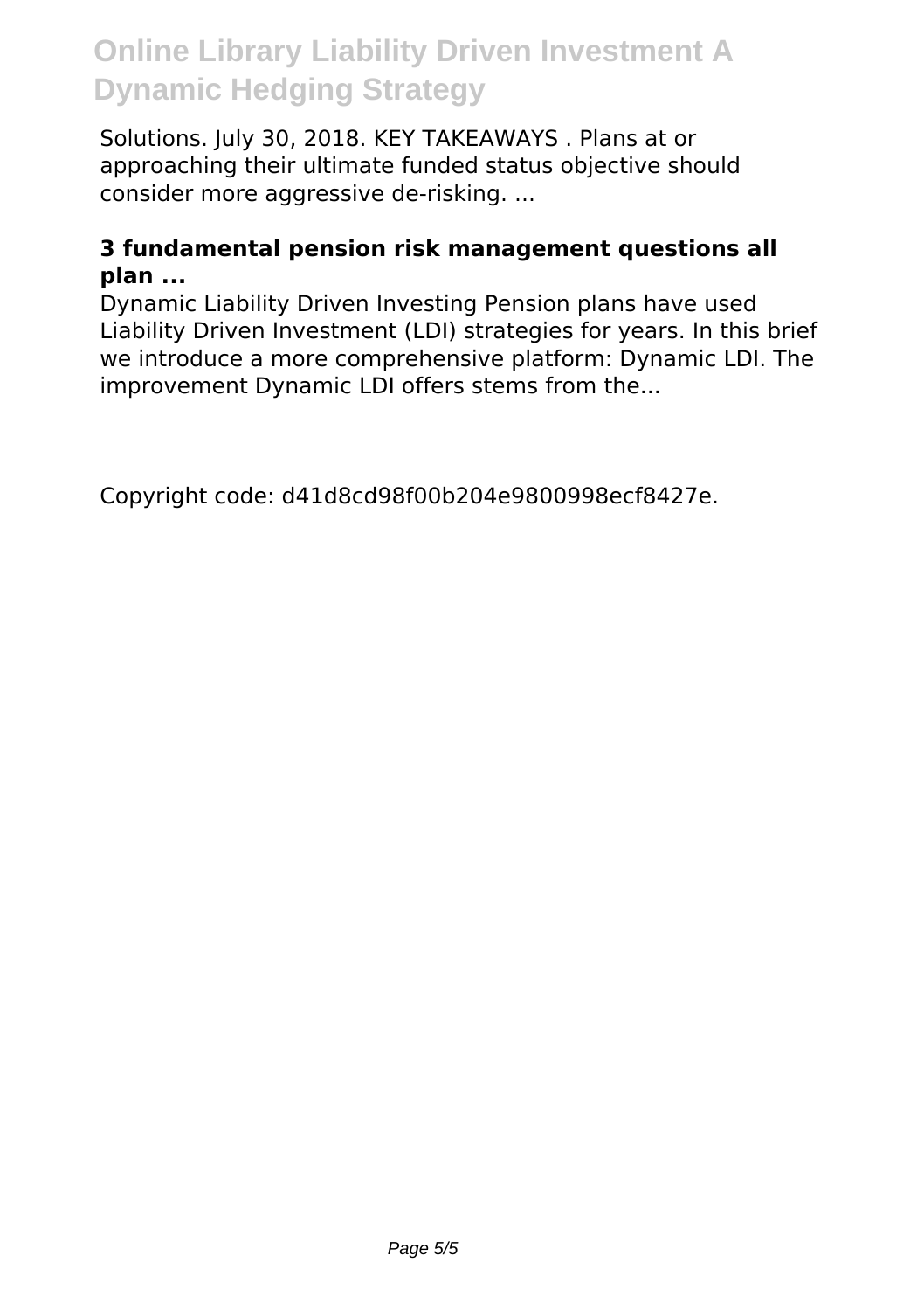Solutions. July 30, 2018. KEY TAKEAWAYS . Plans at or approaching their ultimate funded status objective should consider more aggressive de-risking. ...

### 3 fundamental pension risk management questions all plan ...

Dynamic Liability Driven Investing Pension plans have used Liability Driven Investment (LDI) strategies for years. In this brief we introduce a more comprehensive platform: Dynamic LDI. The improvement Dynamic LDI offers stems from the...

Copyright code: d41d8cd98f00b204e9800998ecf8427e.